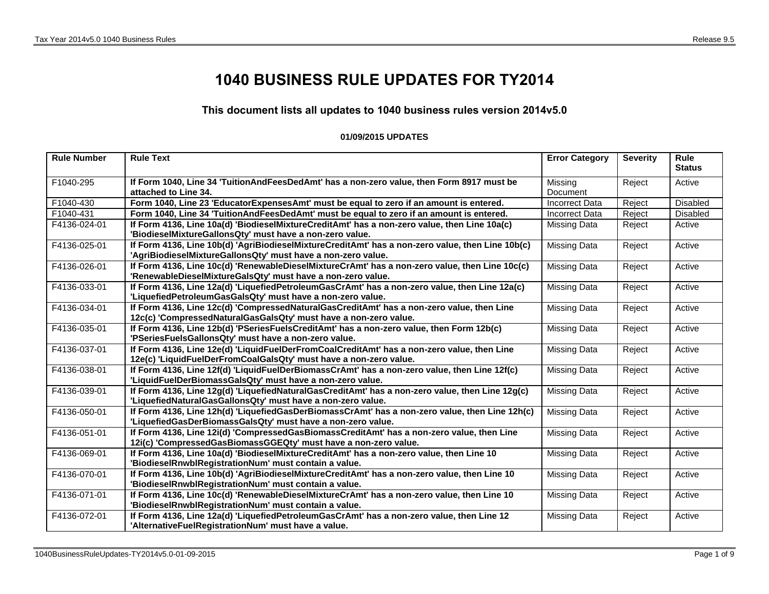# 1040 BUSINESS RULE UPDATES FOR TY2014

### This document lists all updates to 1040 business rules version 2014v5.0

#### 01/09/2015 UPDATES

| Rule Number | Rule Text | Error Category | Severity | Rule Status |
|---|---|---|---|---|
| F1040-295 | **If Form 1040, Line 34 'TuitionAndFeesDedAmt' has a non-zero value, then Form 8917 must be attached to Line 34.** | Missing Document | Reject | Active |
| F1040-430 | **Form 1040, Line 23 'EducatorExpensesAmt' must be equal to zero if an amount is entered.** | Incorrect Data | Reject | Disabled |
| F1040-431 | **Form 1040, Line 34 'TuitionAndFeesDedAmt' must be equal to zero if an amount is entered.** | Incorrect Data | Reject | Disabled |
| F4136-024-01 | **If Form 4136, Line 10a(d) 'BiodieselMixtureCreditAmt' has a non-zero value, then Line 10a(c) 'BiodieselMixtureGallonsQty' must have a non-zero value.** | Missing Data | Reject | Active |
| F4136-025-01 | **If Form 4136, Line 10b(d) 'AgriBiodieselMixtureCreditAmt' has a non-zero value, then Line 10b(c) 'AgriBiodieselMixtureGallonsQty' must have a non-zero value.** | Missing Data | Reject | Active |
| F4136-026-01 | **If Form 4136, Line 10c(d) 'RenewableDieselMixtureCrAmt' has a non-zero value, then Line 10c(c) 'RenewableDieselMixtureGalsQty' must have a non-zero value.** | Missing Data | Reject | Active |
| F4136-033-01 | **If Form 4136, Line 12a(d) 'LiquefiedPetroleumGasCrAmt' has a non-zero value, then Line 12a(c) 'LiquefiedPetroleumGasGalsQty' must have a non-zero value.** | Missing Data | Reject | Active |
| F4136-034-01 | **If Form 4136, Line 12c(d) 'CompressedNaturalGasCreditAmt' has a non-zero value, then Line 12c(c) 'CompressedNaturalGasGalsQty' must have a non-zero value.** | Missing Data | Reject | Active |
| F4136-035-01 | **If Form 4136, Line 12b(d) 'PSeriesFuelsCreditAmt' has a non-zero value, then Form 12b(c) 'PSeriesFuelsGallonsQty' must have a non-zero value.** | Missing Data | Reject | Active |
| F4136-037-01 | **If Form 4136, Line 12e(d) 'LiquidFuelDerFromCoalCreditAmt' has a non-zero value, then Line 12e(c) 'LiquidFuelDerFromCoalGalsQty' must have a non-zero value.** | Missing Data | Reject | Active |
| F4136-038-01 | **If Form 4136, Line 12f(d) 'LiquidFuelDerBiomassCrAmt' has a non-zero value, then Line 12f(c) 'LiquidFuelDerBiomassGalsQty' must have a non-zero value.** | Missing Data | Reject | Active |
| F4136-039-01 | **If Form 4136, Line 12g(d) 'LiquefiedNaturalGasCreditAmt' has a non-zero value, then Line 12g(c) 'LiquefiedNaturalGasGallonsQty' must have a non-zero value.** | Missing Data | Reject | Active |
| F4136-050-01 | **If Form 4136, Line 12h(d) 'LiquefiedGasDerBiomassCrAmt' has a non-zero value, then Line 12h(c) 'LiquefiedGasDerBiomassGalsQty' must have a non-zero value.** | Missing Data | Reject | Active |
| F4136-051-01 | **If Form 4136, Line 12i(d) 'CompressedGasBiomassCreditAmt' has a non-zero value, then Line 12i(c) 'CompressedGasBiomassGGEQty' must have a non-zero value.** | Missing Data | Reject | Active |
| F4136-069-01 | **If Form 4136, Line 10a(d) 'BiodieselMixtureCreditAmt' has a non-zero value, then Line 10 'BiodieselRnwblRegistrationNum' must contain a value.** | Missing Data | Reject | Active |
| F4136-070-01 | **If Form 4136, Line 10b(d) 'AgriBiodieselMixtureCreditAmt' has a non-zero value, then Line 10 'BiodieselRnwblRegistrationNum' must contain a value.** | Missing Data | Reject | Active |
| F4136-071-01 | **If Form 4136, Line 10c(d) 'RenewableDieselMixtureCrAmt' has a non-zero value, then Line 10 'BiodieselRnwblRegistrationNum' must contain a value.** | Missing Data | Reject | Active |
| F4136-072-01 | **If Form 4136, Line 12a(d) 'LiquefiedPetroleumGasCrAmt' has a non-zero value, then Line 12 'AlternativeFuelRegistrationNum' must have a value.** | Missing Data | Reject | Active |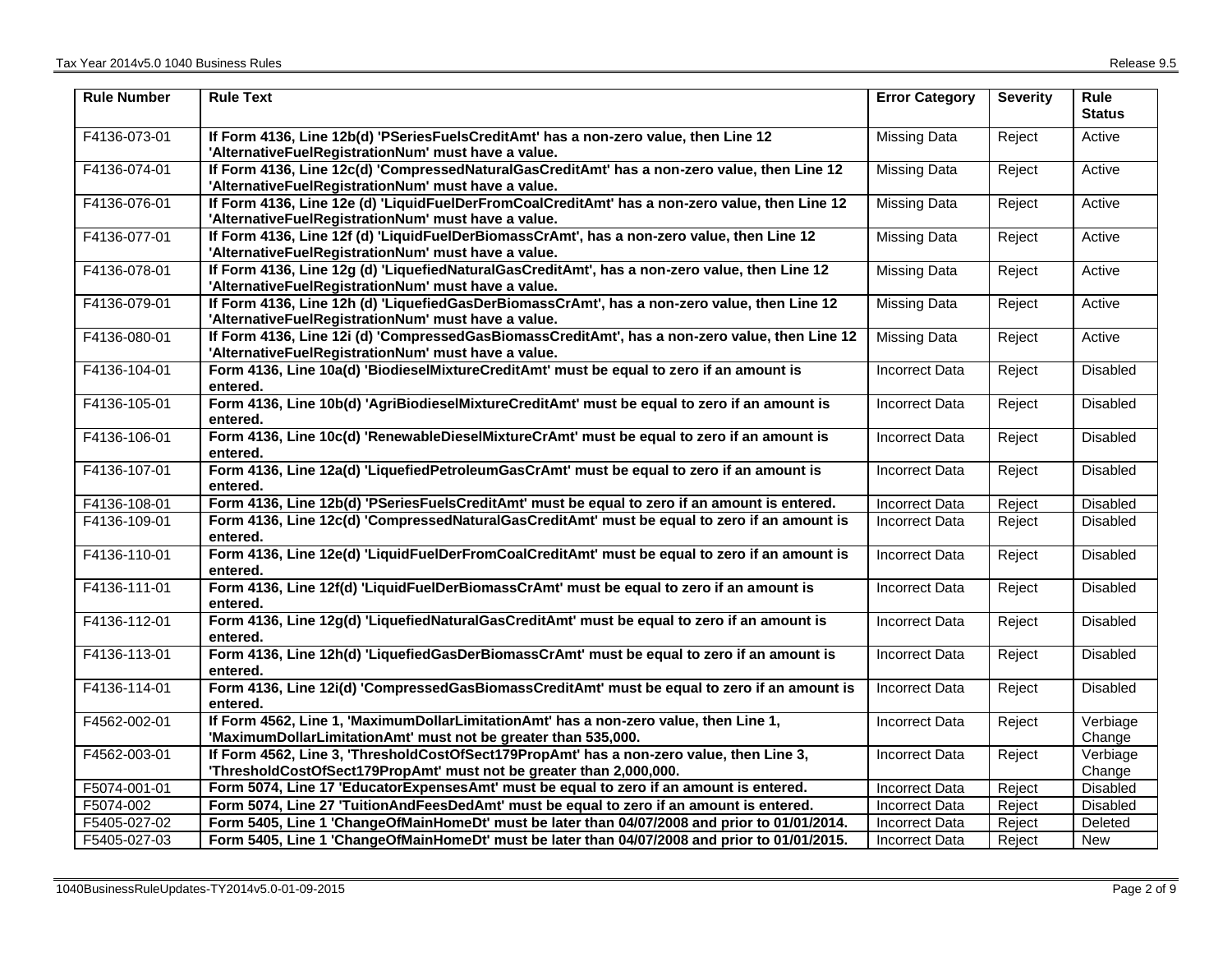| Rule Number | Rule Text | Error Category | Severity | Rule Status |
|---|---|---|---|---|
| F4136-073-01 | **If Form 4136, Line 12b(d) 'PSeriesFuelsCreditAmt' has a non-zero value, then Line 12 'AlternativeFuelRegistrationNum' must have a value.** | Missing Data | Reject | Active |
| F4136-074-01 | **If Form 4136, Line 12c(d) 'CompressedNaturalGasCreditAmt' has a non-zero value, then Line 12 'AlternativeFuelRegistrationNum' must have a value.** | Missing Data | Reject | Active |
| F4136-076-01 | **If Form 4136, Line 12e (d) 'LiquidFuelDerFromCoalCreditAmt' has a non-zero value, then Line 12 'AlternativeFuelRegistrationNum' must have a value.** | Missing Data | Reject | Active |
| F4136-077-01 | **If Form 4136, Line 12f (d) 'LiquidFuelDerBiomassCrAmt', has a non-zero value, then Line 12 'AlternativeFuelRegistrationNum' must have a value.** | Missing Data | Reject | Active |
| F4136-078-01 | **If Form 4136, Line 12g (d) 'LiquefiedNaturalGasCreditAmt', has a non-zero value, then Line 12 'AlternativeFuelRegistrationNum' must have a value.** | Missing Data | Reject | Active |
| F4136-079-01 | **If Form 4136, Line 12h (d) 'LiquefiedGasDerBiomassCrAmt', has a non-zero value, then Line 12 'AlternativeFuelRegistrationNum' must have a value.** | Missing Data | Reject | Active |
| F4136-080-01 | **If Form 4136, Line 12i (d) 'CompressedGasBiomassCreditAmt', has a non-zero value, then Line 12 'AlternativeFuelRegistrationNum' must have a value.** | Missing Data | Reject | Active |
| F4136-104-01 | **Form 4136, Line 10a(d) 'BiodieselMixtureCreditAmt' must be equal to zero if an amount is entered.** | Incorrect Data | Reject | Disabled |
| F4136-105-01 | **Form 4136, Line 10b(d) 'AgriBiodieselMixtureCreditAmt' must be equal to zero if an amount is entered.** | Incorrect Data | Reject | Disabled |
| F4136-106-01 | **Form 4136, Line 10c(d) 'RenewableDieselMixtureCrAmt' must be equal to zero if an amount is entered.** | Incorrect Data | Reject | Disabled |
| F4136-107-01 | **Form 4136, Line 12a(d) 'LiquefiedPetroleumGasCrAmt' must be equal to zero if an amount is entered.** | Incorrect Data | Reject | Disabled |
| F4136-108-01 | **Form 4136, Line 12b(d) 'PSeriesFuelsCreditAmt' must be equal to zero if an amount is entered.** | Incorrect Data | Reject | Disabled |
| F4136-109-01 | **Form 4136, Line 12c(d) 'CompressedNaturalGasCreditAmt' must be equal to zero if an amount is entered.** | Incorrect Data | Reject | Disabled |
| F4136-110-01 | **Form 4136, Line 12e(d) 'LiquidFuelDerFromCoalCreditAmt' must be equal to zero if an amount is entered.** | Incorrect Data | Reject | Disabled |
| F4136-111-01 | **Form 4136, Line 12f(d) 'LiquidFuelDerBiomassCrAmt' must be equal to zero if an amount is entered.** | Incorrect Data | Reject | Disabled |
| F4136-112-01 | **Form 4136, Line 12g(d) 'LiquefiedNaturalGasCreditAmt' must be equal to zero if an amount is entered.** | Incorrect Data | Reject | Disabled |
| F4136-113-01 | **Form 4136, Line 12h(d) 'LiquefiedGasDerBiomassCrAmt' must be equal to zero if an amount is entered.** | Incorrect Data | Reject | Disabled |
| F4136-114-01 | **Form 4136, Line 12i(d) 'CompressedGasBiomassCreditAmt' must be equal to zero if an amount is entered.** | Incorrect Data | Reject | Disabled |
| F4562-002-01 | **If Form 4562, Line 1, 'MaximumDollarLimitationAmt' has a non-zero value, then Line 1, 'MaximumDollarLimitationAmt' must not be greater than 535,000.** | Incorrect Data | Reject | Verbiage Change |
| F4562-003-01 | **If Form 4562, Line 3, 'ThresholdCostOfSect179PropAmt' has a non-zero value, then Line 3, 'ThresholdCostOfSect179PropAmt' must not be greater than 2,000,000.** | Incorrect Data | Reject | Verbiage Change |
| F5074-001-01 | **Form 5074, Line 17 'EducatorExpensesAmt' must be equal to zero if an amount is entered.** | Incorrect Data | Reject | Disabled |
| F5074-002 | **Form 5074, Line 27 'TuitionAndFeesDedAmt' must be equal to zero if an amount is entered.** | Incorrect Data | Reject | Disabled |
| F5405-027-02 | **Form 5405, Line 1 'ChangeOfMainHomeDt' must be later than 04/07/2008 and prior to 01/01/2014.** | Incorrect Data | Reject | Deleted |
| F5405-027-03 | **Form 5405, Line 1 'ChangeOfMainHomeDt' must be later than 04/07/2008 and prior to 01/01/2015.** | Incorrect Data | Reject | New |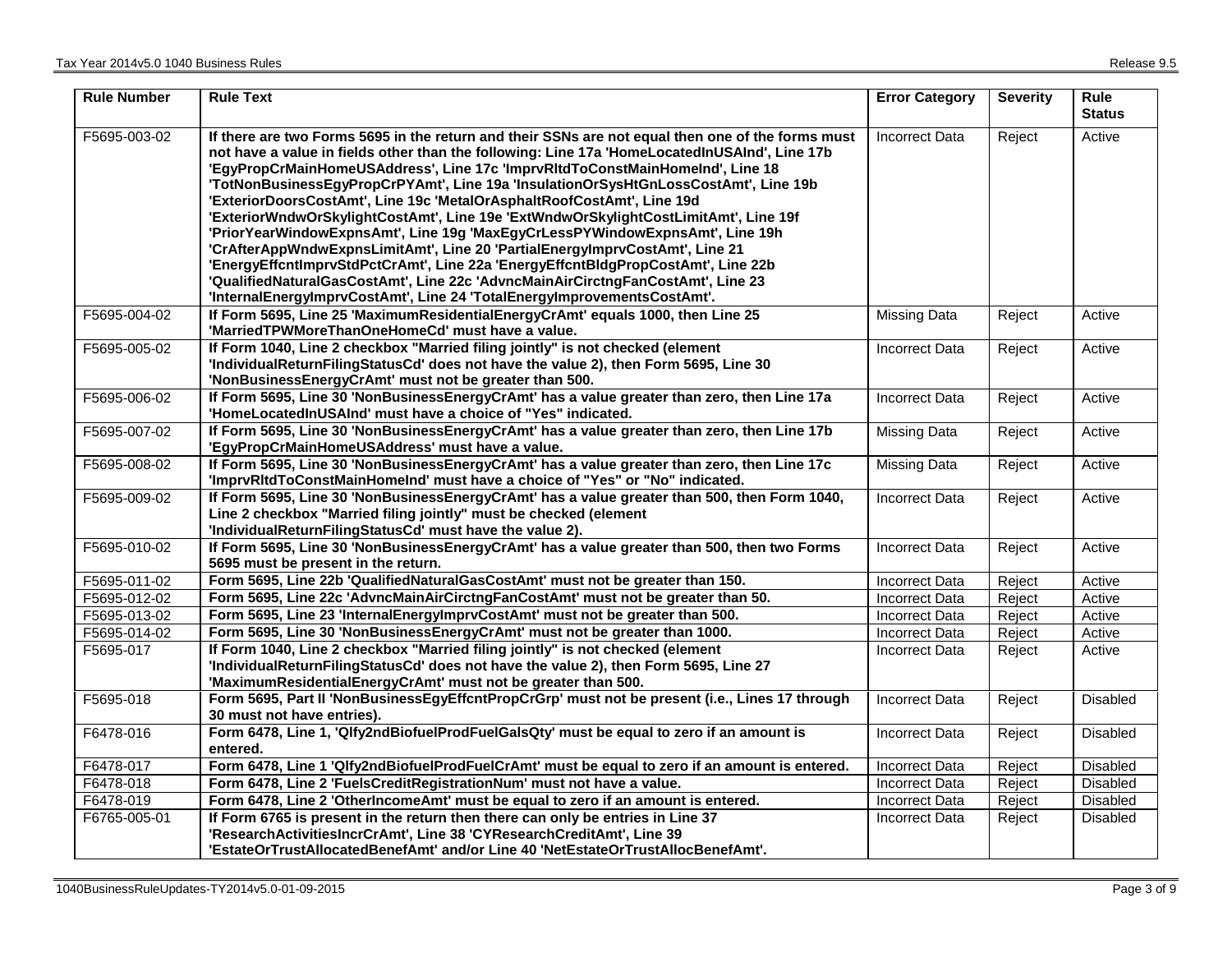| Rule Number | Rule Text | Error Category | Severity | Rule Status |
|---|---|---|---|---|
| F5695-003-02 | **If there are two Forms 5695 in the return and their SSNs are not equal then one of the forms must not have a value in fields other than the following: Line 17a 'HomeLocatedInUSAInd', Line 17b 'EgyPropCrMainHomeUSAddress', Line 17c 'ImprvRltdToConstMainHomeInd', Line 18 'TotNonBusinessEgyPropCrPYAmt', Line 19a 'InsulationOrSysHtGnLossCostAmt', Line 19b 'ExteriorDoorsCostAmt', Line 19c 'MetalOrAsphaltRoofCostAmt', Line 19d 'ExteriorWndwOrSkylightCostAmt', Line 19e 'ExtWndwOrSkylightCostLimitAmt', Line 19f 'PriorYearWindowExpnsAmt', Line 19g 'MaxEgyCrLessPYWindowExpnsAmt', Line 19h 'CrAfterAppWndwExpnsLimitAmt', Line 20 'PartialEnergyImprvCostAmt', Line 21 'EnergyEffcntImprvStdPctCrAmt', Line 22a 'EnergyEffcntBldgPropCostAmt', Line 22b 'QualifiedNaturalGasCostAmt', Line 22c 'AdvncMainAirCirctngFanCostAmt', Line 23 'InternalEnergyImprvCostAmt', Line 24 'TotalEnergyImprovementsCostAmt'.** | Incorrect Data | Reject | Active |
| F5695-004-02 | **If Form 5695, Line 25 'MaximumResidentialEnergyCrAmt' equals 1000, then Line 25 'MarriedTPWMoreThanOneHomeCd' must have a value.** | Missing Data | Reject | Active |
| F5695-005-02 | **If Form 1040, Line 2 checkbox "Married filing jointly" is not checked (element 'IndividualReturnFilingStatusCd' does not have the value 2), then Form 5695, Line 30 'NonBusinessEnergyCrAmt' must not be greater than 500.** | Incorrect Data | Reject | Active |
| F5695-006-02 | **If Form 5695, Line 30 'NonBusinessEnergyCrAmt' has a value greater than zero, then Line 17a 'HomeLocatedInUSAInd' must have a choice of "Yes" indicated.** | Incorrect Data | Reject | Active |
| F5695-007-02 | **If Form 5695, Line 30 'NonBusinessEnergyCrAmt' has a value greater than zero, then Line 17b 'EgyPropCrMainHomeUSAddress' must have a value.** | Missing Data | Reject | Active |
| F5695-008-02 | **If Form 5695, Line 30 'NonBusinessEnergyCrAmt' has a value greater than zero, then Line 17c 'ImprvRltdToConstMainHomeInd' must have a choice of "Yes" or "No" indicated.** | Missing Data | Reject | Active |
| F5695-009-02 | **If Form 5695, Line 30 'NonBusinessEnergyCrAmt' has a value greater than 500, then Form 1040, Line 2 checkbox "Married filing jointly" must be checked (element 'IndividualReturnFilingStatusCd' must have the value 2).** | Incorrect Data | Reject | Active |
| F5695-010-02 | **If Form 5695, Line 30 'NonBusinessEnergyCrAmt' has a value greater than 500, then two Forms 5695 must be present in the return.** | Incorrect Data | Reject | Active |
| F5695-011-02 | **Form 5695, Line 22b 'QualifiedNaturalGasCostAmt' must not be greater than 150.** | Incorrect Data | Reject | Active |
| F5695-012-02 | **Form 5695, Line 22c 'AdvncMainAirCirctngFanCostAmt' must not be greater than 50.** | Incorrect Data | Reject | Active |
| F5695-013-02 | **Form 5695, Line 23 'InternalEnergyImprvCostAmt' must not be greater than 500.** | Incorrect Data | Reject | Active |
| F5695-014-02 | **Form 5695, Line 30 'NonBusinessEnergyCrAmt' must not be greater than 1000.** | Incorrect Data | Reject | Active |
| F5695-017 | **If Form 1040, Line 2 checkbox "Married filing jointly" is not checked (element 'IndividualReturnFilingStatusCd' does not have the value 2), then Form 5695, Line 27 'MaximumResidentialEnergyCrAmt' must not be greater than 500.** | Incorrect Data | Reject | Active |
| F5695-018 | **Form 5695, Part II 'NonBusinessEgyEffcntPropCrGrp' must not be present (i.e., Lines 17 through 30 must not have entries).** | Incorrect Data | Reject | Disabled |
| F6478-016 | **Form 6478, Line 1, 'Qlfy2ndBiofuelProdFuelGalsQty' must be equal to zero if an amount is entered.** | Incorrect Data | Reject | Disabled |
| F6478-017 | **Form 6478, Line 1 'Qlfy2ndBiofuelProdFuelCrAmt' must be equal to zero if an amount is entered.** | Incorrect Data | Reject | Disabled |
| F6478-018 | **Form 6478, Line 2 'FuelsCreditRegistrationNum' must not have a value.** | Incorrect Data | Reject | Disabled |
| F6478-019 | **Form 6478, Line 2 'OtherIncomeAmt' must be equal to zero if an amount is entered.** | Incorrect Data | Reject | Disabled |
| F6765-005-01 | **If Form 6765 is present in the return then there can only be entries in Line 37 'ResearchActivitiesIncrCrAmt', Line 38 'CYResearchCreditAmt', Line 39 'EstateOrTrustAllocatedBenefAmt' and/or Line 40 'NetEstateOrTrustAllocBenefAmt'.** | Incorrect Data | Reject | Disabled |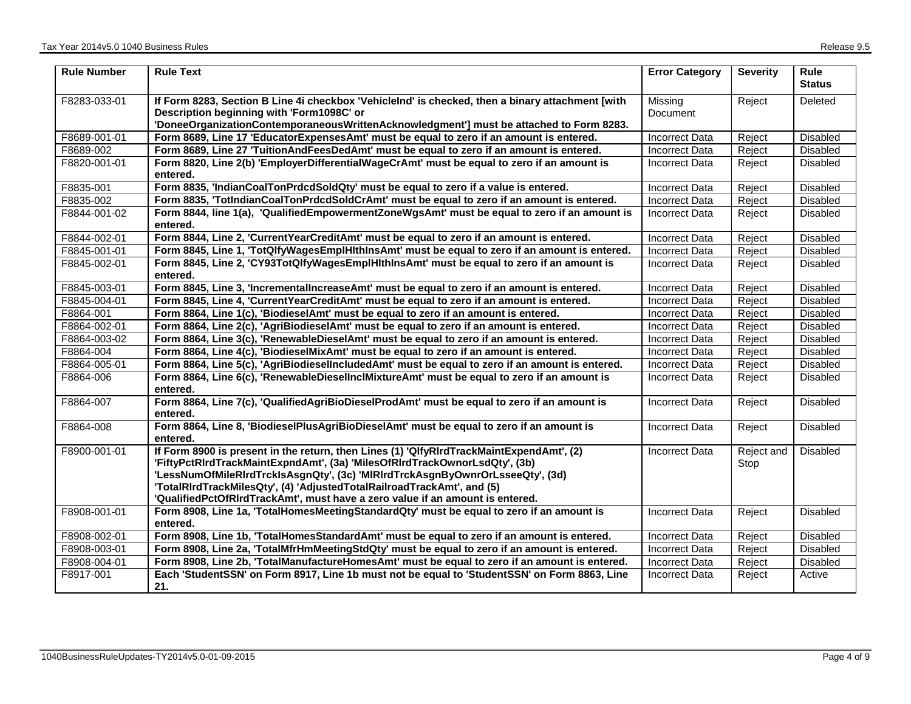| Rule Number | Rule Text | Error Category | Severity | Rule Status |
|---|---|---|---|---|
| F8283-033-01 | **If Form 8283, Section B Line 4i checkbox 'VehicleInd' is checked, then a binary attachment [with Description beginning with 'Form1098C' or 'DoneeOrganizationContemporaneousWrittenAcknowledgment'] must be attached to Form 8283.** | Missing Document | Reject | Deleted |
| F8689-001-01 | **Form 8689, Line 17 'EducatorExpensesAmt' must be equal to zero if an amount is entered.** | Incorrect Data | Reject | Disabled |
| F8689-002 | **Form 8689, Line 27 'TuitionAndFeesDedAmt' must be equal to zero if an amount is entered.** | Incorrect Data | Reject | Disabled |
| F8820-001-01 | **Form 8820, Line 2(b) 'EmployerDifferentialWageCrAmt' must be equal to zero if an amount is entered.** | Incorrect Data | Reject | Disabled |
| F8835-001 | **Form 8835, 'IndianCoalTonPrdcdSoldQty' must be equal to zero if a value is entered.** | Incorrect Data | Reject | Disabled |
| F8835-002 | **Form 8835, 'TotIndianCoalTonPrdcdSoldCrAmt' must be equal to zero if an amount is entered.** | Incorrect Data | Reject | Disabled |
| F8844-001-02 | **Form 8844, line 1(a), 'QualifiedEmpowermentZoneWgsAmt' must be equal to zero if an amount is entered.** | Incorrect Data | Reject | Disabled |
| F8844-002-01 | **Form 8844, Line 2, 'CurrentYearCreditAmt' must be equal to zero if an amount is entered.** | Incorrect Data | Reject | Disabled |
| F8845-001-01 | **Form 8845, Line 1, 'TotQlfyWagesEmplHlthInsAmt' must be equal to zero if an amount is entered.** | Incorrect Data | Reject | Disabled |
| F8845-002-01 | **Form 8845, Line 2, 'CY93TotQlfyWagesEmplHlthInsAmt' must be equal to zero if an amount is entered.** | Incorrect Data | Reject | Disabled |
| F8845-003-01 | **Form 8845, Line 3, 'IncrementalIncreaseAmt' must be equal to zero if an amount is entered.** | Incorrect Data | Reject | Disabled |
| F8845-004-01 | **Form 8845, Line 4, 'CurrentYearCreditAmt' must be equal to zero if an amount is entered.** | Incorrect Data | Reject | Disabled |
| F8864-001 | **Form 8864, Line 1(c), 'BiodieselAmt' must be equal to zero if an amount is entered.** | Incorrect Data | Reject | Disabled |
| F8864-002-01 | **Form 8864, Line 2(c), 'AgriBiodieselAmt' must be equal to zero if an amount is entered.** | Incorrect Data | Reject | Disabled |
| F8864-003-02 | **Form 8864, Line 3(c), 'RenewableDieselAmt' must be equal to zero if an amount is entered.** | Incorrect Data | Reject | Disabled |
| F8864-004 | **Form 8864, Line 4(c), 'BiodieselMixAmt' must be equal to zero if an amount is entered.** | Incorrect Data | Reject | Disabled |
| F8864-005-01 | **Form 8864, Line 5(c), 'AgriBiodieselIncludedAmt' must be equal to zero if an amount is entered.** | Incorrect Data | Reject | Disabled |
| F8864-006 | **Form 8864, Line 6(c), 'RenewableDieselInclMixtureAmt' must be equal to zero if an amount is entered.** | Incorrect Data | Reject | Disabled |
| F8864-007 | **Form 8864, Line 7(c), 'QualifiedAgriBioDieselProdAmt' must be equal to zero if an amount is entered.** | Incorrect Data | Reject | Disabled |
| F8864-008 | **Form 8864, Line 8, 'BiodieselPlusAgriBioDieselAmt' must be equal to zero if an amount is entered.** | Incorrect Data | Reject | Disabled |
| F8900-001-01 | **If Form 8900 is present in the return, then Lines (1) 'QlfyRlrdTrackMaintExpendAmt', (2) 'FiftyPctRlrdTrackMaintExpndAmt', (3a) 'MilesOfRlrdTrackOwnorLsdQty', (3b) 'LessNumOfMileRlrdTrckIsAsgnQty', (3c) 'MlRlrdTrckAsgnByOwnrOrLsseeQty', (3d) 'TotalRlrdTrackMilesQty', (4) 'AdjustedTotalRailroadTrackAmt', and (5) 'QualifiedPctOfRlrdTrackAmt', must have a zero value if an amount is entered.** | Incorrect Data | Reject and Stop | Disabled |
| F8908-001-01 | **Form 8908, Line 1a, 'TotalHomesMeetingStandardQty' must be equal to zero if an amount is entered.** | Incorrect Data | Reject | Disabled |
| F8908-002-01 | **Form 8908, Line 1b, 'TotalHomesStandardAmt' must be equal to zero if an amount is entered.** | Incorrect Data | Reject | Disabled |
| F8908-003-01 | **Form 8908, Line 2a, 'TotalMfrHmMeetingStdQty' must be equal to zero if an amount is entered.** | Incorrect Data | Reject | Disabled |
| F8908-004-01 | **Form 8908, Line 2b, 'TotalManufactureHomesAmt' must be equal to zero if an amount is entered.** | Incorrect Data | Reject | Disabled |
| F8917-001 | **Each 'StudentSSN' on Form 8917, Line 1b must not be equal to 'StudentSSN' on Form 8863, Line 21.** | Incorrect Data | Reject | Active |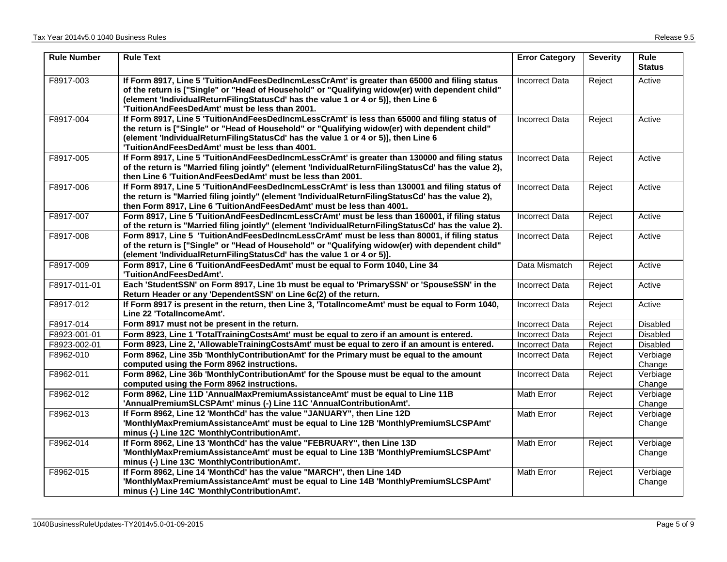| Rule Number | Rule Text | Error Category | Severity | Rule Status |
|---|---|---|---|---|
| F8917-003 | **If Form 8917, Line 5 'TuitionAndFeesDedIncmLessCrAmt' is greater than 65000 and filing status of the return is ["Single" or "Head of Household" or "Qualifying widow(er) with dependent child" (element 'IndividualReturnFilingStatusCd' has the value 1 or 4 or 5)], then Line 6 'TuitionAndFeesDedAmt' must be less than 2001.** | Incorrect Data | Reject | Active |
| F8917-004 | **If Form 8917, Line 5 'TuitionAndFeesDedIncmLessCrAmt' is less than 65000 and filing status of the return is ["Single" or "Head of Household" or "Qualifying widow(er) with dependent child" (element 'IndividualReturnFilingStatusCd' has the value 1 or 4 or 5)], then Line 6 'TuitionAndFeesDedAmt' must be less than 4001.** | Incorrect Data | Reject | Active |
| F8917-005 | **If Form 8917, Line 5 'TuitionAndFeesDedIncmLessCrAmt' is greater than 130000 and filing status of the return is "Married filing jointly" (element 'IndividualReturnFilingStatusCd' has the value 2), then Line 6 'TuitionAndFeesDedAmt' must be less than 2001.** | Incorrect Data | Reject | Active |
| F8917-006 | **If Form 8917, Line 5 'TuitionAndFeesDedIncmLessCrAmt' is less than 130001 and filing status of the return is "Married filing jointly" (element 'IndividualReturnFilingStatusCd' has the value 2), then Form 8917, Line 6 'TuitionAndFeesDedAmt' must be less than 4001.** | Incorrect Data | Reject | Active |
| F8917-007 | **Form 8917, Line 5 'TuitionAndFeesDedIncmLessCrAmt' must be less than 160001, if filing status of the return is "Married filing jointly" (element 'IndividualReturnFilingStatusCd' has the value 2).** | Incorrect Data | Reject | Active |
| F8917-008 | **Form 8917, Line 5 'TuitionAndFeesDedIncmLessCrAmt' must be less than 80001, if filing status of the return is ["Single" or "Head of Household" or "Qualifying widow(er) with dependent child" (element 'IndividualReturnFilingStatusCd' has the value 1 or 4 or 5)].** | Incorrect Data | Reject | Active |
| F8917-009 | **Form 8917, Line 6 'TuitionAndFeesDedAmt' must be equal to Form 1040, Line 34 'TuitionAndFeesDedAmt'.** | Data Mismatch | Reject | Active |
| F8917-011-01 | **Each 'StudentSSN' on Form 8917, Line 1b must be equal to 'PrimarySSN' or 'SpouseSSN' in the Return Header or any 'DependentSSN' on Line 6c(2) of the return.** | Incorrect Data | Reject | Active |
| F8917-012 | **If Form 8917 is present in the return, then Line 3, 'TotalIncomeAmt' must be equal to Form 1040, Line 22 'TotalIncomeAmt'.** | Incorrect Data | Reject | Active |
| F8917-014 | **Form 8917 must not be present in the return.** | Incorrect Data | Reject | Disabled |
| F8923-001-01 | **Form 8923, Line 1 'TotalTrainingCostsAmt' must be equal to zero if an amount is entered.** | Incorrect Data | Reject | Disabled |
| F8923-002-01 | **Form 8923, Line 2, 'AllowableTrainingCostsAmt' must be equal to zero if an amount is entered.** | Incorrect Data | Reject | Disabled |
| F8962-010 | **Form 8962, Line 35b 'MonthlyContributionAmt' for the Primary must be equal to the amount computed using the Form 8962 instructions.** | Incorrect Data | Reject | Verbiage Change |
| F8962-011 | **Form 8962, Line 36b 'MonthlyContributionAmt' for the Spouse must be equal to the amount computed using the Form 8962 instructions.** | Incorrect Data | Reject | Verbiage Change |
| F8962-012 | **Form 8962, Line 11D 'AnnualMaxPremiumAssistanceAmt' must be equal to Line 11B 'AnnualPremiumSLCSPAmt' minus (-) Line 11C 'AnnualContributionAmt'.** | Math Error | Reject | Verbiage Change |
| F8962-013 | **If Form 8962, Line 12 'MonthCd' has the value "JANUARY", then Line 12D 'MonthlyMaxPremiumAssistanceAmt' must be equal to Line 12B 'MonthlyPremiumSLCSPAmt' minus (-) Line 12C 'MonthlyContributionAmt'.** | Math Error | Reject | Verbiage Change |
| F8962-014 | **If Form 8962, Line 13 'MonthCd' has the value "FEBRUARY", then Line 13D 'MonthlyMaxPremiumAssistanceAmt' must be equal to Line 13B 'MonthlyPremiumSLCSPAmt' minus (-) Line 13C 'MonthlyContributionAmt'.** | Math Error | Reject | Verbiage Change |
| F8962-015 | **If Form 8962, Line 14 'MonthCd' has the value "MARCH", then Line 14D 'MonthlyMaxPremiumAssistanceAmt' must be equal to Line 14B 'MonthlyPremiumSLCSPAmt' minus (-) Line 14C 'MonthlyContributionAmt'.** | Math Error | Reject | Verbiage Change |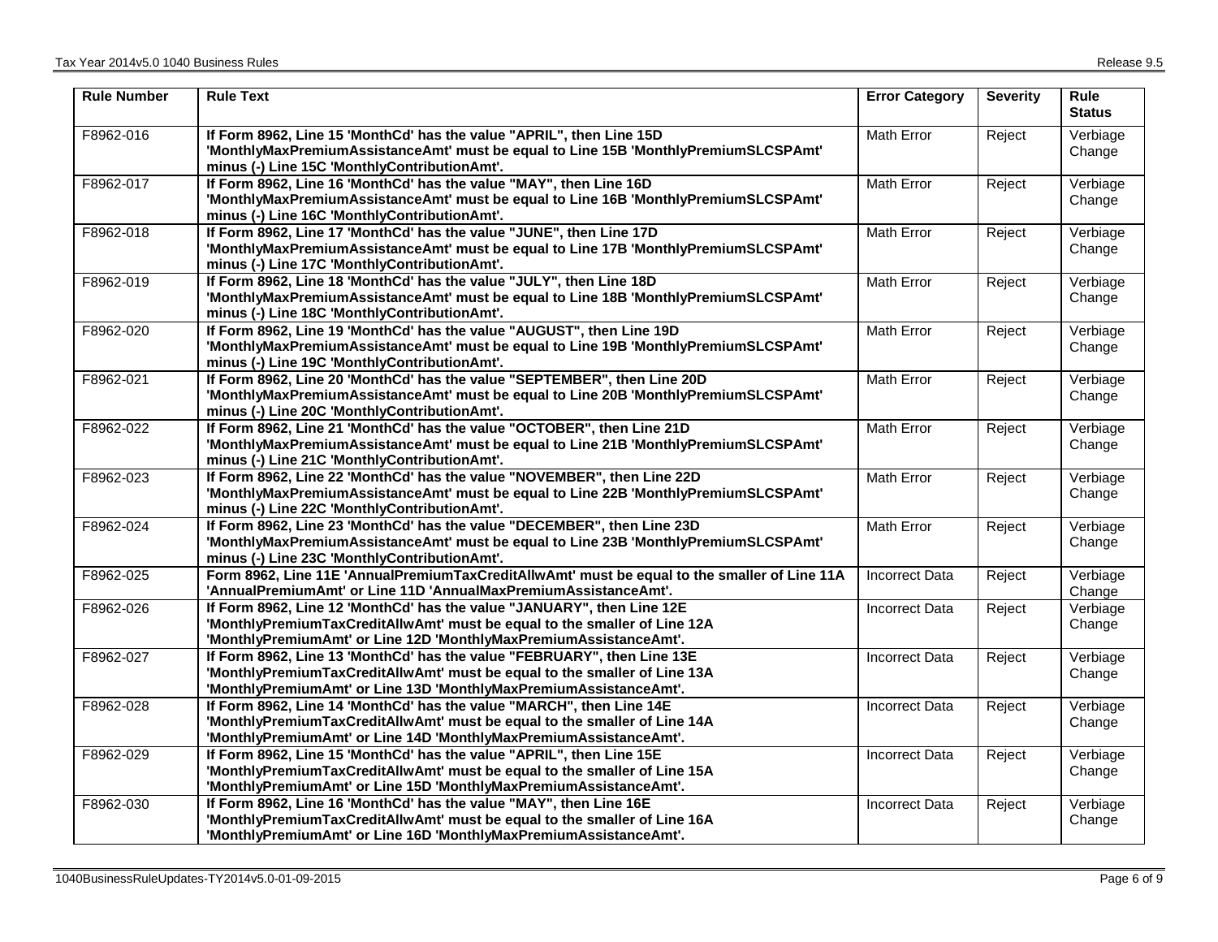| Rule Number | Rule Text | Error Category | Severity | Rule Status |
|---|---|---|---|---|
| F8962-016 | **If Form 8962, Line 15 'MonthCd' has the value "APRIL", then Line 15D 'MonthlyMaxPremiumAssistanceAmt' must be equal to Line 15B 'MonthlyPremiumSLCSPAmt' minus (-) Line 15C 'MonthlyContributionAmt'.** | Math Error | Reject | Verbiage Change |
| F8962-017 | **If Form 8962, Line 16 'MonthCd' has the value "MAY", then Line 16D 'MonthlyMaxPremiumAssistanceAmt' must be equal to Line 16B 'MonthlyPremiumSLCSPAmt' minus (-) Line 16C 'MonthlyContributionAmt'.** | Math Error | Reject | Verbiage Change |
| F8962-018 | **If Form 8962, Line 17 'MonthCd' has the value "JUNE", then Line 17D 'MonthlyMaxPremiumAssistanceAmt' must be equal to Line 17B 'MonthlyPremiumSLCSPAmt' minus (-) Line 17C 'MonthlyContributionAmt'.** | Math Error | Reject | Verbiage Change |
| F8962-019 | **If Form 8962, Line 18 'MonthCd' has the value "JULY", then Line 18D 'MonthlyMaxPremiumAssistanceAmt' must be equal to Line 18B 'MonthlyPremiumSLCSPAmt' minus (-) Line 18C 'MonthlyContributionAmt'.** | Math Error | Reject | Verbiage Change |
| F8962-020 | **If Form 8962, Line 19 'MonthCd' has the value "AUGUST", then Line 19D 'MonthlyMaxPremiumAssistanceAmt' must be equal to Line 19B 'MonthlyPremiumSLCSPAmt' minus (-) Line 19C 'MonthlyContributionAmt'.** | Math Error | Reject | Verbiage Change |
| F8962-021 | **If Form 8962, Line 20 'MonthCd' has the value "SEPTEMBER", then Line 20D 'MonthlyMaxPremiumAssistanceAmt' must be equal to Line 20B 'MonthlyPremiumSLCSPAmt' minus (-) Line 20C 'MonthlyContributionAmt'.** | Math Error | Reject | Verbiage Change |
| F8962-022 | **If Form 8962, Line 21 'MonthCd' has the value "OCTOBER", then Line 21D 'MonthlyMaxPremiumAssistanceAmt' must be equal to Line 21B 'MonthlyPremiumSLCSPAmt' minus (-) Line 21C 'MonthlyContributionAmt'.** | Math Error | Reject | Verbiage Change |
| F8962-023 | **If Form 8962, Line 22 'MonthCd' has the value "NOVEMBER", then Line 22D 'MonthlyMaxPremiumAssistanceAmt' must be equal to Line 22B 'MonthlyPremiumSLCSPAmt' minus (-) Line 22C 'MonthlyContributionAmt'.** | Math Error | Reject | Verbiage Change |
| F8962-024 | **If Form 8962, Line 23 'MonthCd' has the value "DECEMBER", then Line 23D 'MonthlyMaxPremiumAssistanceAmt' must be equal to Line 23B 'MonthlyPremiumSLCSPAmt' minus (-) Line 23C 'MonthlyContributionAmt'.** | Math Error | Reject | Verbiage Change |
| F8962-025 | **Form 8962, Line 11E 'AnnualPremiumTaxCreditAllwAmt' must be equal to the smaller of Line 11A 'AnnualPremiumAmt' or Line 11D 'AnnualMaxPremiumAssistanceAmt'.** | Incorrect Data | Reject | Verbiage Change |
| F8962-026 | **If Form 8962, Line 12 'MonthCd' has the value "JANUARY", then Line 12E 'MonthlyPremiumTaxCreditAllwAmt' must be equal to the smaller of Line 12A 'MonthlyPremiumAmt' or Line 12D 'MonthlyMaxPremiumAssistanceAmt'.** | Incorrect Data | Reject | Verbiage Change |
| F8962-027 | **If Form 8962, Line 13 'MonthCd' has the value "FEBRUARY", then Line 13E 'MonthlyPremiumTaxCreditAllwAmt' must be equal to the smaller of Line 13A 'MonthlyPremiumAmt' or Line 13D 'MonthlyMaxPremiumAssistanceAmt'.** | Incorrect Data | Reject | Verbiage Change |
| F8962-028 | **If Form 8962, Line 14 'MonthCd' has the value "MARCH", then Line 14E 'MonthlyPremiumTaxCreditAllwAmt' must be equal to the smaller of Line 14A 'MonthlyPremiumAmt' or Line 14D 'MonthlyMaxPremiumAssistanceAmt'.** | Incorrect Data | Reject | Verbiage Change |
| F8962-029 | **If Form 8962, Line 15 'MonthCd' has the value "APRIL", then Line 15E 'MonthlyPremiumTaxCreditAllwAmt' must be equal to the smaller of Line 15A 'MonthlyPremiumAmt' or Line 15D 'MonthlyMaxPremiumAssistanceAmt'.** | Incorrect Data | Reject | Verbiage Change |
| F8962-030 | **If Form 8962, Line 16 'MonthCd' has the value "MAY", then Line 16E 'MonthlyPremiumTaxCreditAllwAmt' must be equal to the smaller of Line 16A 'MonthlyPremiumAmt' or Line 16D 'MonthlyMaxPremiumAssistanceAmt'.** | Incorrect Data | Reject | Verbiage Change |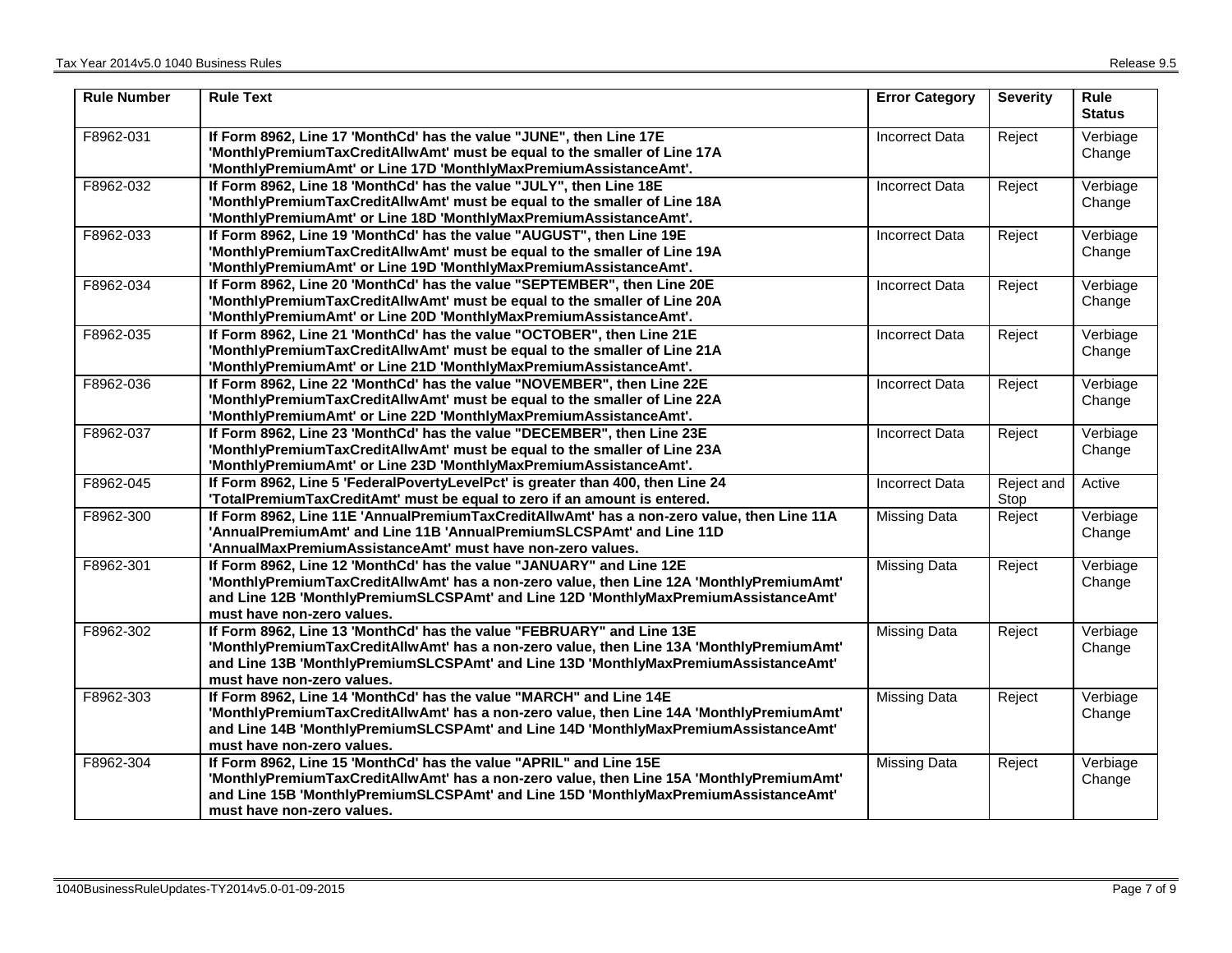| Rule Number | Rule Text | Error Category | Severity | Rule Status |
|---|---|---|---|---|
| F8962-031 | **If Form 8962, Line 17 'MonthCd' has the value "JUNE", then Line 17E 'MonthlyPremiumTaxCreditAllwAmt' must be equal to the smaller of Line 17A 'MonthlyPremiumAmt' or Line 17D 'MonthlyMaxPremiumAssistanceAmt'.** | Incorrect Data | Reject | Verbiage Change |
| F8962-032 | **If Form 8962, Line 18 'MonthCd' has the value "JULY", then Line 18E 'MonthlyPremiumTaxCreditAllwAmt' must be equal to the smaller of Line 18A 'MonthlyPremiumAmt' or Line 18D 'MonthlyMaxPremiumAssistanceAmt'.** | Incorrect Data | Reject | Verbiage Change |
| F8962-033 | **If Form 8962, Line 19 'MonthCd' has the value "AUGUST", then Line 19E 'MonthlyPremiumTaxCreditAllwAmt' must be equal to the smaller of Line 19A 'MonthlyPremiumAmt' or Line 19D 'MonthlyMaxPremiumAssistanceAmt'.** | Incorrect Data | Reject | Verbiage Change |
| F8962-034 | **If Form 8962, Line 20 'MonthCd' has the value "SEPTEMBER", then Line 20E 'MonthlyPremiumTaxCreditAllwAmt' must be equal to the smaller of Line 20A 'MonthlyPremiumAmt' or Line 20D 'MonthlyMaxPremiumAssistanceAmt'.** | Incorrect Data | Reject | Verbiage Change |
| F8962-035 | **If Form 8962, Line 21 'MonthCd' has the value "OCTOBER", then Line 21E 'MonthlyPremiumTaxCreditAllwAmt' must be equal to the smaller of Line 21A 'MonthlyPremiumAmt' or Line 21D 'MonthlyMaxPremiumAssistanceAmt'.** | Incorrect Data | Reject | Verbiage Change |
| F8962-036 | **If Form 8962, Line 22 'MonthCd' has the value "NOVEMBER", then Line 22E 'MonthlyPremiumTaxCreditAllwAmt' must be equal to the smaller of Line 22A 'MonthlyPremiumAmt' or Line 22D 'MonthlyMaxPremiumAssistanceAmt'.** | Incorrect Data | Reject | Verbiage Change |
| F8962-037 | **If Form 8962, Line 23 'MonthCd' has the value "DECEMBER", then Line 23E 'MonthlyPremiumTaxCreditAllwAmt' must be equal to the smaller of Line 23A 'MonthlyPremiumAmt' or Line 23D 'MonthlyMaxPremiumAssistanceAmt'.** | Incorrect Data | Reject | Verbiage Change |
| F8962-045 | **If Form 8962, Line 5 'FederalPovertyLevelPct' is greater than 400, then Line 24 'TotalPremiumTaxCreditAmt' must be equal to zero if an amount is entered.** | Incorrect Data | Reject and Stop | Active |
| F8962-300 | **If Form 8962, Line 11E 'AnnualPremiumTaxCreditAllwAmt' has a non-zero value, then Line 11A 'AnnualPremiumAmt' and Line 11B 'AnnualPremiumSLCSPAmt' and Line 11D 'AnnualMaxPremiumAssistanceAmt' must have non-zero values.** | Missing Data | Reject | Verbiage Change |
| F8962-301 | **If Form 8962, Line 12 'MonthCd' has the value "JANUARY" and Line 12E 'MonthlyPremiumTaxCreditAllwAmt' has a non-zero value, then Line 12A 'MonthlyPremiumAmt' and Line 12B 'MonthlyPremiumSLCSPAmt' and Line 12D 'MonthlyMaxPremiumAssistanceAmt' must have non-zero values.** | Missing Data | Reject | Verbiage Change |
| F8962-302 | **If Form 8962, Line 13 'MonthCd' has the value "FEBRUARY" and Line 13E 'MonthlyPremiumTaxCreditAllwAmt' has a non-zero value, then Line 13A 'MonthlyPremiumAmt' and Line 13B 'MonthlyPremiumSLCSPAmt' and Line 13D 'MonthlyMaxPremiumAssistanceAmt' must have non-zero values.** | Missing Data | Reject | Verbiage Change |
| F8962-303 | **If Form 8962, Line 14 'MonthCd' has the value "MARCH" and Line 14E 'MonthlyPremiumTaxCreditAllwAmt' has a non-zero value, then Line 14A 'MonthlyPremiumAmt' and Line 14B 'MonthlyPremiumSLCSPAmt' and Line 14D 'MonthlyMaxPremiumAssistanceAmt' must have non-zero values.** | Missing Data | Reject | Verbiage Change |
| F8962-304 | **If Form 8962, Line 15 'MonthCd' has the value "APRIL" and Line 15E 'MonthlyPremiumTaxCreditAllwAmt' has a non-zero value, then Line 15A 'MonthlyPremiumAmt' and Line 15B 'MonthlyPremiumSLCSPAmt' and Line 15D 'MonthlyMaxPremiumAssistanceAmt' must have non-zero values.** | Missing Data | Reject | Verbiage Change |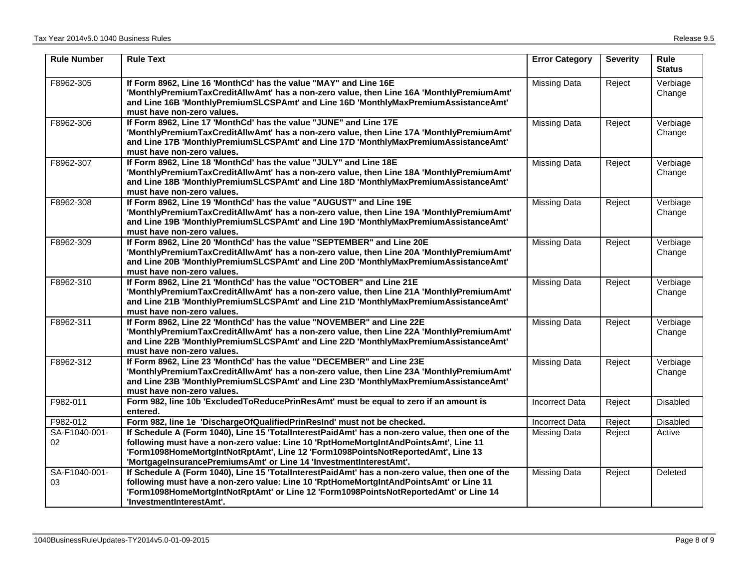| Rule Number | Rule Text | Error Category | Severity | Rule Status |
|---|---|---|---|---|
| F8962-305 | **If Form 8962, Line 16 'MonthCd' has the value "MAY" and Line 16E 'MonthlyPremiumTaxCreditAllwAmt' has a non-zero value, then Line 16A 'MonthlyPremiumAmt' and Line 16B 'MonthlyPremiumSLCSPAmt' and Line 16D 'MonthlyMaxPremiumAssistanceAmt' must have non-zero values.** | Missing Data | Reject | Verbiage Change |
| F8962-306 | **If Form 8962, Line 17 'MonthCd' has the value "JUNE" and Line 17E 'MonthlyPremiumTaxCreditAllwAmt' has a non-zero value, then Line 17A 'MonthlyPremiumAmt' and Line 17B 'MonthlyPremiumSLCSPAmt' and Line 17D 'MonthlyMaxPremiumAssistanceAmt' must have non-zero values.** | Missing Data | Reject | Verbiage Change |
| F8962-307 | **If Form 8962, Line 18 'MonthCd' has the value "JULY" and Line 18E 'MonthlyPremiumTaxCreditAllwAmt' has a non-zero value, then Line 18A 'MonthlyPremiumAmt' and Line 18B 'MonthlyPremiumSLCSPAmt' and Line 18D 'MonthlyMaxPremiumAssistanceAmt' must have non-zero values.** | Missing Data | Reject | Verbiage Change |
| F8962-308 | **If Form 8962, Line 19 'MonthCd' has the value "AUGUST" and Line 19E 'MonthlyPremiumTaxCreditAllwAmt' has a non-zero value, then Line 19A 'MonthlyPremiumAmt' and Line 19B 'MonthlyPremiumSLCSPAmt' and Line 19D 'MonthlyMaxPremiumAssistanceAmt' must have non-zero values.** | Missing Data | Reject | Verbiage Change |
| F8962-309 | **If Form 8962, Line 20 'MonthCd' has the value "SEPTEMBER" and Line 20E 'MonthlyPremiumTaxCreditAllwAmt' has a non-zero value, then Line 20A 'MonthlyPremiumAmt' and Line 20B 'MonthlyPremiumSLCSPAmt' and Line 20D 'MonthlyMaxPremiumAssistanceAmt' must have non-zero values.** | Missing Data | Reject | Verbiage Change |
| F8962-310 | **If Form 8962, Line 21 'MonthCd' has the value "OCTOBER" and Line 21E 'MonthlyPremiumTaxCreditAllwAmt' has a non-zero value, then Line 21A 'MonthlyPremiumAmt' and Line 21B 'MonthlyPremiumSLCSPAmt' and Line 21D 'MonthlyMaxPremiumAssistanceAmt' must have non-zero values.** | Missing Data | Reject | Verbiage Change |
| F8962-311 | **If Form 8962, Line 22 'MonthCd' has the value "NOVEMBER" and Line 22E 'MonthlyPremiumTaxCreditAllwAmt' has a non-zero value, then Line 22A 'MonthlyPremiumAmt' and Line 22B 'MonthlyPremiumSLCSPAmt' and Line 22D 'MonthlyMaxPremiumAssistanceAmt' must have non-zero values.** | Missing Data | Reject | Verbiage Change |
| F8962-312 | **If Form 8962, Line 23 'MonthCd' has the value "DECEMBER" and Line 23E 'MonthlyPremiumTaxCreditAllwAmt' has a non-zero value, then Line 23A 'MonthlyPremiumAmt' and Line 23B 'MonthlyPremiumSLCSPAmt' and Line 23D 'MonthlyMaxPremiumAssistanceAmt' must have non-zero values.** | Missing Data | Reject | Verbiage Change |
| F982-011 | **Form 982, line 10b 'ExcludedToReducePrinResAmt' must be equal to zero if an amount is entered.** | Incorrect Data | Reject | Disabled |
| F982-012 | **Form 982, line 1e 'DischargeOfQualifiedPrinResInd' must not be checked.** | Incorrect Data | Reject | Disabled |
| SA-F1040-001-02 | **If Schedule A (Form 1040), Line 15 'TotalInterestPaidAmt' has a non-zero value, then one of the following must have a non-zero value: Line 10 'RptHomeMortgIntAndPointsAmt', Line 11 'Form1098HomeMortgIntNotRptAmt', Line 12 'Form1098PointsNotReportedAmt', Line 13 'MortgageInsurancePremiumsAmt' or Line 14 'InvestmentInterestAmt'.** | Missing Data | Reject | Active |
| SA-F1040-001-03 | **If Schedule A (Form 1040), Line 15 'TotalInterestPaidAmt' has a non-zero value, then one of the following must have a non-zero value: Line 10 'RptHomeMortgIntAndPointsAmt' or Line 11 'Form1098HomeMortgIntNotRptAmt' or Line 12 'Form1098PointsNotReportedAmt' or Line 14 'InvestmentInterestAmt'.** | Missing Data | Reject | Deleted |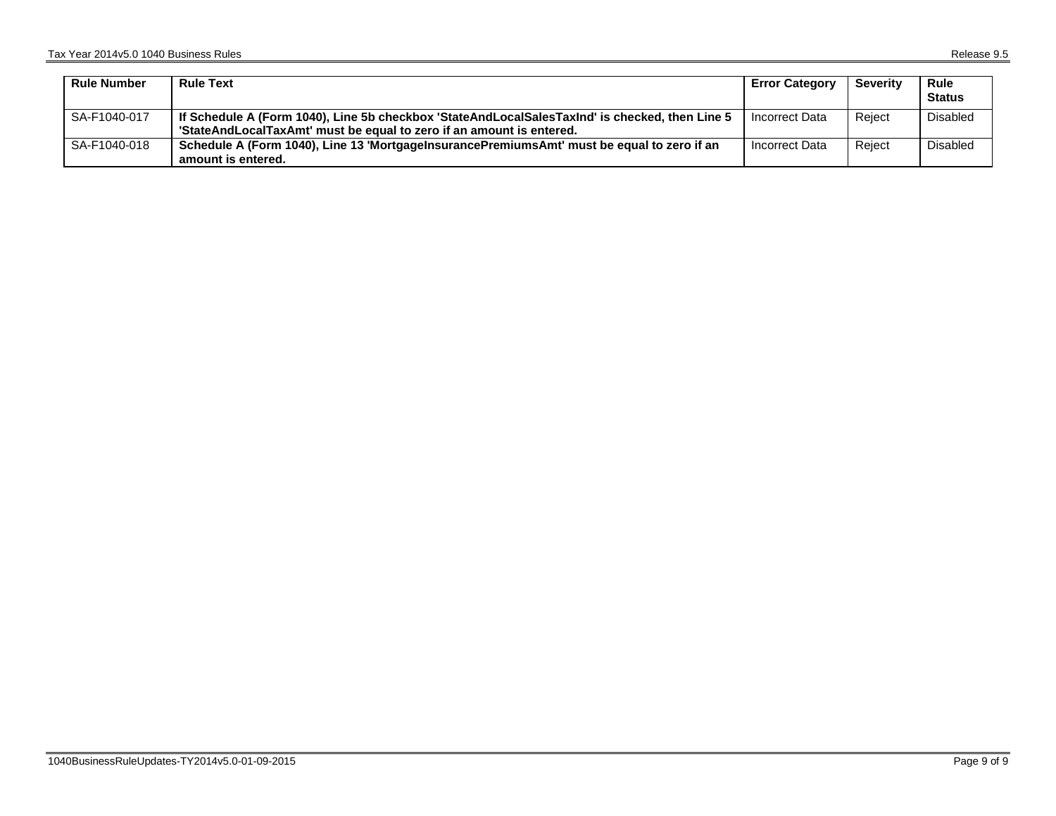| Rule Number | Rule Text | Error Category | Severity | Rule Status |
|---|---|---|---|---|
| SA-F1040-017 | **If Schedule A (Form 1040), Line 5b checkbox 'StateAndLocalSalesTaxInd' is checked, then Line 5 'StateAndLocalTaxAmt' must be equal to zero if an amount is entered.** | Incorrect Data | Reject | Disabled |
| SA-F1040-018 | **Schedule A (Form 1040), Line 13 'MortgageInsurancePremiumsAmt' must be equal to zero if an amount is entered.** | Incorrect Data | Reject | Disabled |